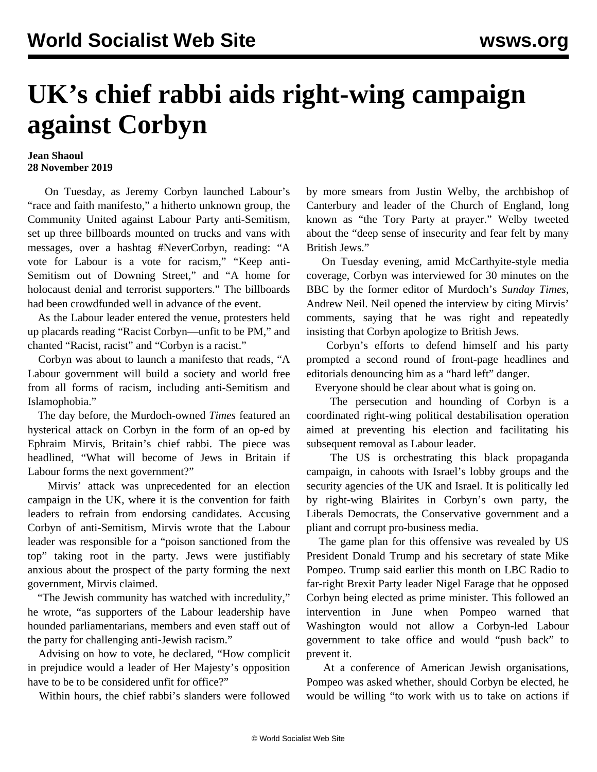# UK's chief rabbi aids right-wing campaign against Corbyn

**Jean Shaoul**
**28 November 2019**

On Tuesday, as Jeremy Corbyn launched Labour's "race and faith manifesto," a hitherto unknown group, the Community United against Labour Party anti-Semitism, set up three billboards mounted on trucks and vans with messages, over a hashtag #NeverCorbyn, reading: "A vote for Labour is a vote for racism," "Keep anti-Semitism out of Downing Street," and "A home for holocaust denial and terrorist supporters." The billboards had been crowdfunded well in advance of the event.

As the Labour leader entered the venue, protesters held up placards reading "Racist Corbyn—unfit to be PM," and chanted "Racist, racist" and "Corbyn is a racist."

Corbyn was about to launch a manifesto that reads, "A Labour government will build a society and world free from all forms of racism, including anti-Semitism and Islamophobia."

The day before, the Murdoch-owned *Times* featured an hysterical attack on Corbyn in the form of an op-ed by Ephraim Mirvis, Britain's chief rabbi. The piece was headlined, "What will become of Jews in Britain if Labour forms the next government?"

Mirvis' attack was unprecedented for an election campaign in the UK, where it is the convention for faith leaders to refrain from endorsing candidates. Accusing Corbyn of anti-Semitism, Mirvis wrote that the Labour leader was responsible for a "poison sanctioned from the top" taking root in the party. Jews were justifiably anxious about the prospect of the party forming the next government, Mirvis claimed.

"The Jewish community has watched with incredulity," he wrote, "as supporters of the Labour leadership have hounded parliamentarians, members and even staff out of the party for challenging anti-Jewish racism."

Advising on how to vote, he declared, "How complicit in prejudice would a leader of Her Majesty's opposition have to be to be considered unfit for office?"

Within hours, the chief rabbi's slanders were followed by more smears from Justin Welby, the archbishop of Canterbury and leader of the Church of England, long known as "the Tory Party at prayer." Welby tweeted about the "deep sense of insecurity and fear felt by many British Jews."

On Tuesday evening, amid McCarthyite-style media coverage, Corbyn was interviewed for 30 minutes on the BBC by the former editor of Murdoch's *Sunday Times*, Andrew Neil. Neil opened the interview by citing Mirvis' comments, saying that he was right and repeatedly insisting that Corbyn apologize to British Jews.

Corbyn's efforts to defend himself and his party prompted a second round of front-page headlines and editorials denouncing him as a "hard left" danger.

Everyone should be clear about what is going on.

The persecution and hounding of Corbyn is a coordinated right-wing political destabilisation operation aimed at preventing his election and facilitating his subsequent removal as Labour leader.

The US is orchestrating this black propaganda campaign, in cahoots with Israel's lobby groups and the security agencies of the UK and Israel. It is politically led by right-wing Blairites in Corbyn's own party, the Liberals Democrats, the Conservative government and a pliant and corrupt pro-business media.

The game plan for this offensive was revealed by US President Donald Trump and his secretary of state Mike Pompeo. Trump said earlier this month on LBC Radio to far-right Brexit Party leader Nigel Farage that he opposed Corbyn being elected as prime minister. This followed an intervention in June when Pompeo warned that Washington would not allow a Corbyn-led Labour government to take office and would "push back" to prevent it.

At a conference of American Jewish organisations, Pompeo was asked whether, should Corbyn be elected, he would be willing "to work with us to take on actions if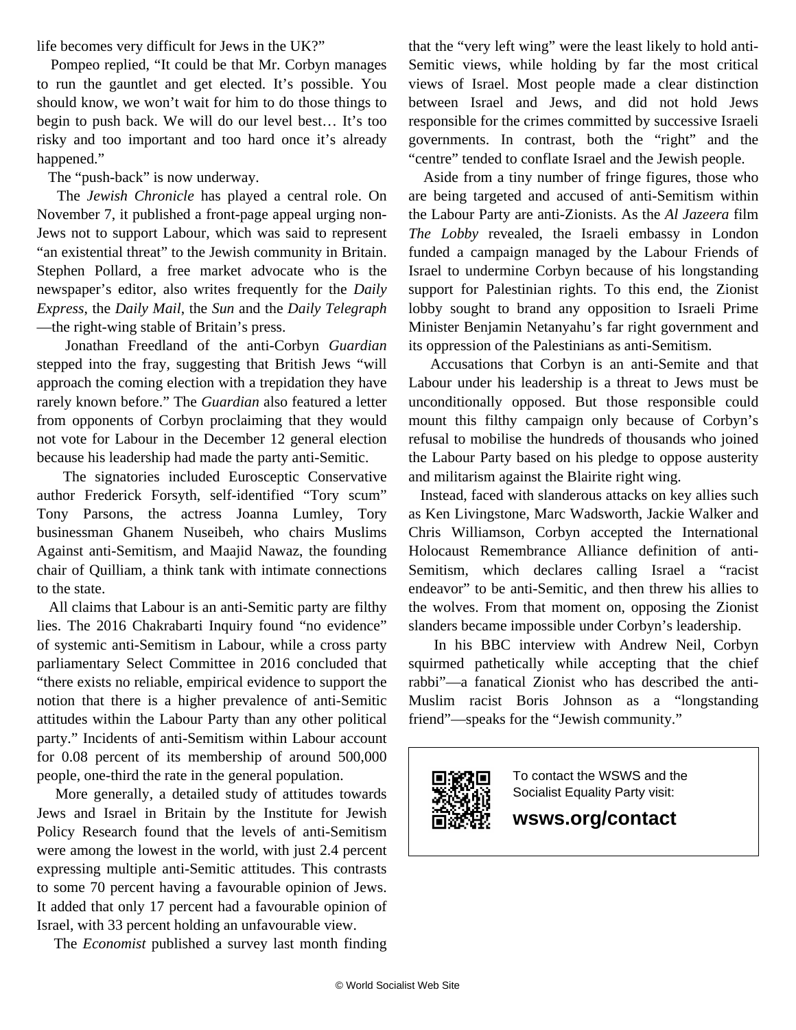life becomes very difficult for Jews in the UK?"

Pompeo replied, "It could be that Mr. Corbyn manages to run the gauntlet and get elected. It's possible. You should know, we won't wait for him to do those things to begin to push back. We will do our level best… It's too risky and too important and too hard once it's already happened."

The "push-back" is now underway.

The *Jewish Chronicle* has played a central role. On November 7, it published a front-page appeal urging non-Jews not to support Labour, which was said to represent "an existential threat" to the Jewish community in Britain. Stephen Pollard, a free market advocate who is the newspaper's editor, also writes frequently for the *Daily Express*, the *Daily Mail*, the *Sun* and the *Daily Telegraph*—the right-wing stable of Britain's press.

Jonathan Freedland of the anti-Corbyn *Guardian* stepped into the fray, suggesting that British Jews "will approach the coming election with a trepidation they have rarely known before." The *Guardian* also featured a letter from opponents of Corbyn proclaiming that they would not vote for Labour in the December 12 general election because his leadership had made the party anti-Semitic.

The signatories included Eurosceptic Conservative author Frederick Forsyth, self-identified "Tory scum" Tony Parsons, the actress Joanna Lumley, Tory businessman Ghanem Nuseibeh, who chairs Muslims Against anti-Semitism, and Maajid Nawaz, the founding chair of Quilliam, a think tank with intimate connections to the state.

All claims that Labour is an anti-Semitic party are filthy lies. The 2016 Chakrabarti Inquiry found "no evidence" of systemic anti-Semitism in Labour, while a cross party parliamentary Select Committee in 2016 concluded that "there exists no reliable, empirical evidence to support the notion that there is a higher prevalence of anti-Semitic attitudes within the Labour Party than any other political party." Incidents of anti-Semitism within Labour account for 0.08 percent of its membership of around 500,000 people, one-third the rate in the general population.

More generally, a detailed study of attitudes towards Jews and Israel in Britain by the Institute for Jewish Policy Research found that the levels of anti-Semitism were among the lowest in the world, with just 2.4 percent expressing multiple anti-Semitic attitudes. This contrasts to some 70 percent having a favourable opinion of Jews. It added that only 17 percent had a favourable opinion of Israel, with 33 percent holding an unfavourable view.

The *Economist* published a survey last month finding that the "very left wing" were the least likely to hold anti-Semitic views, while holding by far the most critical views of Israel. Most people made a clear distinction between Israel and Jews, and did not hold Jews responsible for the crimes committed by successive Israeli governments. In contrast, both the "right" and the "centre" tended to conflate Israel and the Jewish people.

Aside from a tiny number of fringe figures, those who are being targeted and accused of anti-Semitism within the Labour Party are anti-Zionists. As the *Al Jazeera* film *The Lobby* revealed, the Israeli embassy in London funded a campaign managed by the Labour Friends of Israel to undermine Corbyn because of his longstanding support for Palestinian rights. To this end, the Zionist lobby sought to brand any opposition to Israeli Prime Minister Benjamin Netanyahu's far right government and its oppression of the Palestinians as anti-Semitism.

Accusations that Corbyn is an anti-Semite and that Labour under his leadership is a threat to Jews must be unconditionally opposed. But those responsible could mount this filthy campaign only because of Corbyn's refusal to mobilise the hundreds of thousands who joined the Labour Party based on his pledge to oppose austerity and militarism against the Blairite right wing.

Instead, faced with slanderous attacks on key allies such as Ken Livingstone, Marc Wadsworth, Jackie Walker and Chris Williamson, Corbyn accepted the International Holocaust Remembrance Alliance definition of anti-Semitism, which declares calling Israel a "racist endeavor" to be anti-Semitic, and then threw his allies to the wolves. From that moment on, opposing the Zionist slanders became impossible under Corbyn's leadership.

In his BBC interview with Andrew Neil, Corbyn squirmed pathetically while accepting that the chief rabbi"—a fanatical Zionist who has described the anti-Muslim racist Boris Johnson as a "longstanding friend"—speaks for the "Jewish community."

To contact the WSWS and the Socialist Equality Party visit:

**wsws.org/contact**